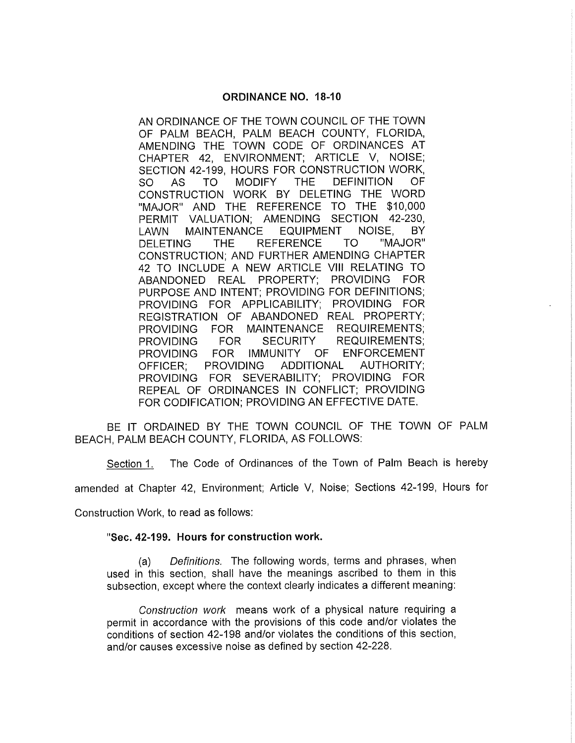# ORDINANCE NO. 18-10

AN ORDINANCE OF THE TOWN COUNCIL OF THE TOWN OF PALM BEACH, PALM BEACH COUNTY, FLORIDA, AMENDING THE TOWN CODE OF ORDINANCES AT CHAPTER 42, ENVIRONMENT; ARTICLE V, NOISE; SECTION 42-199, HOURS FOR CONSTRUCTION WORK, SO AS TO MODIFY THE DEFINITION OF CONSTRUCTION WORK BY DELETING THE WORD "MAJOR" AND THE REFERENCE TO THE $10,000 PERMIT VALUATION; AMENDING SECTION 42-230, LAWN MAINTENANCE EQUIPMENT NOISE, BY DELETING THE REFERENCE TO "MAJOR" CONSTRUCTION; AND FURTHER AMENDING CHAPTER 42 TO INCLUDE A NEW ARTICLE VIII RELATING TO ABANDONED REAL PROPERTY; PROVIDING FOR PURPOSE AND INTENT; PROVIDING FOR DEFINITIONS; PROVIDING FOR APPLICABILITY; PROVIDING FOR REGISTRATION OF ABANDONED REAL PROPERTY; PROVIDING FOR MAINTENANCE REQUIREMENTS; PROVIDING FOR SECURITY REQUIREMENTS; PROVIDING FOR IMMUNITY OF ENFORCEMENT OFFICER; PROVIDING ADDITIONAL AUTHORITY; PROVIDING FOR SEVERABILITY; PROVIDING FOR REPEAL OF ORDINANCES IN CONFLICT; PROVIDING FOR CODIFICATION; PROVIDING AN EFFECTIVE DATE.

BE IT ORDAINED BY THE TOWN COUNCIL OF THE TOWN OF PALM BEACH, PALM BEACH COUNTY, FLORIDA, AS FOLLOWS:

Section 1. The Code of Ordinances of the Town of Palm Beach is hereby amended at Chapter 42, Environment; Article V, Noise; Sections 42-199, Hours for Construction Work, to read as follows:

**"Sec. 42-199. Hours for construction work.**

(a) *Definitions.* The following words, terms and phrases, when used in this section, shall have the meanings ascribed to them in this subsection, except where the context clearly indicates a different meaning:

*Construction work* means work of a physical nature requiring a permit in accordance with the provisions of this code and/or violates the conditions of section 42-198 and/or violates the conditions of this section, and/or causes excessive noise as defined by section 42-228.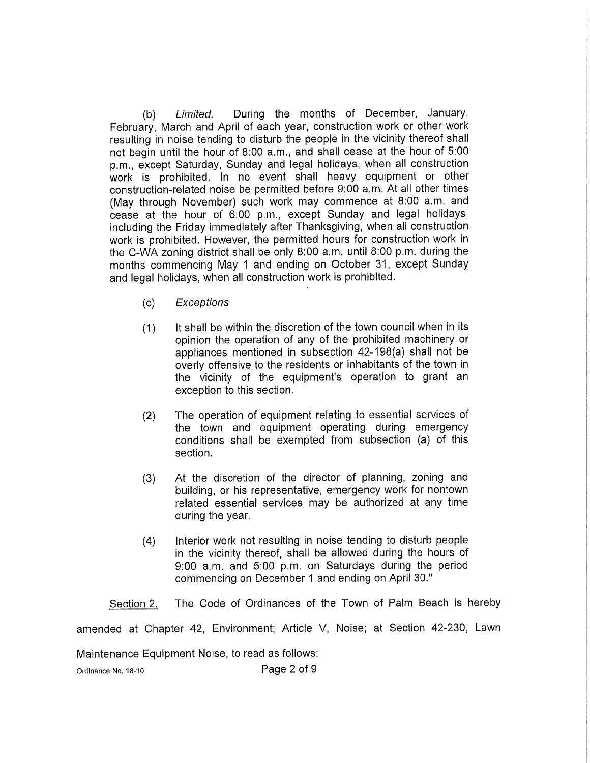(b) *Limited.* During the months of December, January, February, March and April of each year, construction work or other work resulting in noise tending to disturb the people in the vicinity thereof shall not begin until the hour of 8:00 a.m., and shall cease at the hour of 5:00 p.m., except Saturday, Sunday and legal holidays, when all construction work is prohibited. In no event shall heavy equipment or other construction-related noise be permitted before 9:00 a.m. At all other times (May through November) such work may commence at 8:00 a.m. and cease at the hour of 6:00 p.m., except Sunday and legal holidays, including the Friday immediately after Thanksgiving, when all construction work is prohibited. However, the permitted hours for construction work in the C-WA zoning district shall be only 8:00 a.m. until 8:00 p.m. during the months commencing May 1 and ending on October 31, except Sunday and legal holidays, when all construction work is prohibited.

(c) *Exceptions*

(1) It shall be within the discretion of the town council when in its opinion the operation of any of the prohibited machinery or appliances mentioned in subsection 42-198(a) shall not be overly offensive to the residents or inhabitants of the town in the vicinity of the equipment's operation to grant an exception to this section.

(2) The operation of equipment relating to essential services of the town and equipment operating during emergency conditions shall be exempted from subsection (a) of this section.

(3) At the discretion of the director of planning, zoning and building, or his representative, emergency work for nontown related essential services may be authorized at any time during the year.

(4) Interior work not resulting in noise tending to disturb people in the vicinity thereof, shall be allowed during the hours of 9:00 a.m. and 5:00 p.m. on Saturdays during the period commencing on December 1 and ending on April 30."

<u>Section 2.</u> The Code of Ordinances of the Town of Palm Beach is hereby amended at Chapter 42, Environment; Article V, Noise; at Section 42-230, Lawn Maintenance Equipment Noise, to read as follows: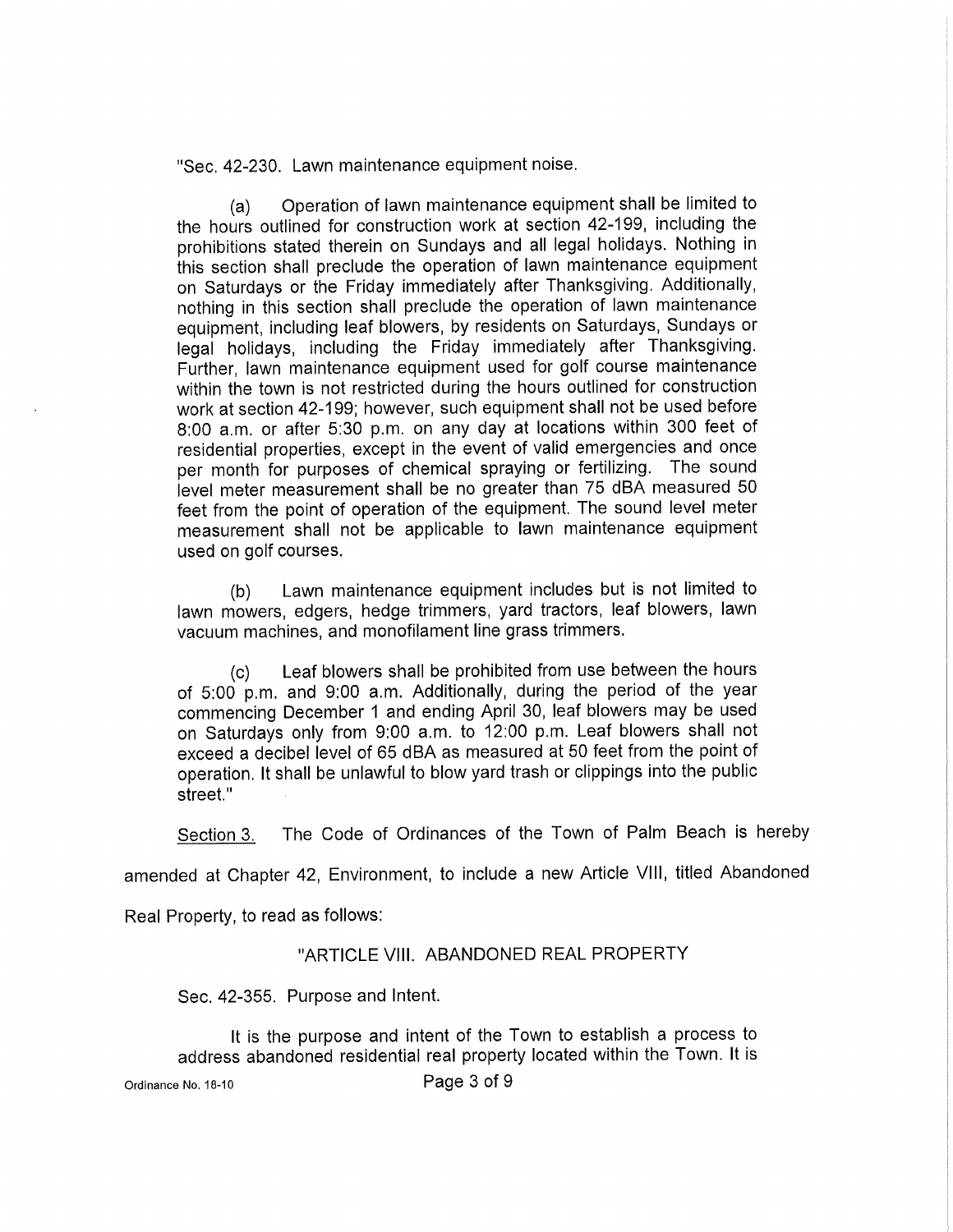"Sec. 42-230. Lawn maintenance equipment noise.

(a) Operation of lawn maintenance equipment shall be limited to the hours outlined for construction work at section 42-199, including the prohibitions stated therein on Sundays and all legal holidays. Nothing in this section shall preclude the operation of lawn maintenance equipment on Saturdays or the Friday immediately after Thanksgiving. Additionally, nothing in this section shall preclude the operation of lawn maintenance equipment, including leaf blowers, by residents on Saturdays, Sundays or legal holidays, including the Friday immediately after Thanksgiving. Further, lawn maintenance equipment used for golf course maintenance within the town is not restricted during the hours outlined for construction work at section 42-199; however, such equipment shall not be used before 8:00 a.m. or after 5:30 p.m. on any day at locations within 300 feet of residential properties, except in the event of valid emergencies and once per month for purposes of chemical spraying or fertilizing. The sound level meter measurement shall be no greater than 75 dBA measured 50 feet from the point of operation of the equipment. The sound level meter measurement shall not be applicable to lawn maintenance equipment used on golf courses.

(b) Lawn maintenance equipment includes but is not limited to lawn mowers, edgers, hedge trimmers, yard tractors, leaf blowers, lawn vacuum machines, and monofilament line grass trimmers.

(c) Leaf blowers shall be prohibited from use between the hours of 5:00 p.m. and 9:00 a.m. Additionally, during the period of the year commencing December 1 and ending April 30, leaf blowers may be used on Saturdays only from 9:00 a.m. to 12:00 p.m. Leaf blowers shall not exceed a decibel level of 65 dBA as measured at 50 feet from the point of operation. It shall be unlawful to blow yard trash or clippings into the public street."

Section 3. The Code of Ordinances of the Town of Palm Beach is hereby amended at Chapter 42, Environment, to include a new Article VIII, titled Abandoned Real Property, to read as follows:

"ARTICLE VIII. ABANDONED REAL PROPERTY

Sec. 42-355. Purpose and Intent.

It is the purpose and intent of the Town to establish a process to address abandoned residential real property located within the Town. It is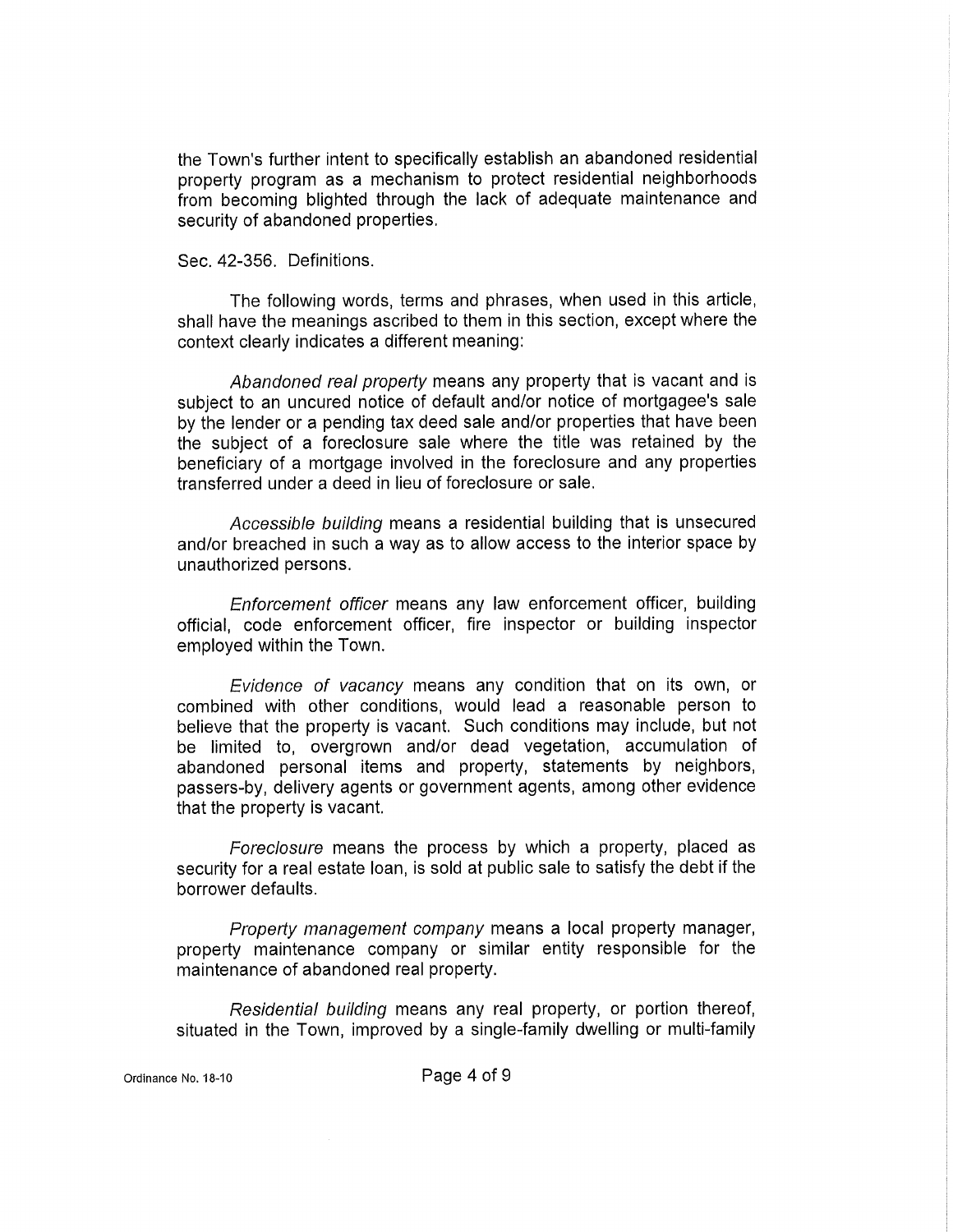the Town's further intent to specifically establish an abandoned residential property program as a mechanism to protect residential neighborhoods from becoming blighted through the lack of adequate maintenance and security of abandoned properties.

Sec. 42-356. Definitions.

The following words, terms and phrases, when used in this article, shall have the meanings ascribed to them in this section, except where the context clearly indicates a different meaning:

*Abandoned real property* means any property that is vacant and is subject to an uncured notice of default and/or notice of mortgagee's sale by the lender or a pending tax deed sale and/or properties that have been the subject of a foreclosure sale where the title was retained by the beneficiary of a mortgage involved in the foreclosure and any properties transferred under a deed in lieu of foreclosure or sale.

*Accessible building* means a residential building that is unsecured and/or breached in such a way as to allow access to the interior space by unauthorized persons.

*Enforcement officer* means any law enforcement officer, building official, code enforcement officer, fire inspector or building inspector employed within the Town.

*Evidence of vacancy* means any condition that on its own, or combined with other conditions, would lead a reasonable person to believe that the property is vacant. Such conditions may include, but not be limited to, overgrown and/or dead vegetation, accumulation of abandoned personal items and property, statements by neighbors, passers-by, delivery agents or government agents, among other evidence that the property is vacant.

*Foreclosure* means the process by which a property, placed as security for a real estate loan, is sold at public sale to satisfy the debt if the borrower defaults.

*Property management company* means a local property manager, property maintenance company or similar entity responsible for the maintenance of abandoned real property.

*Residential building* means any real property, or portion thereof, situated in the Town, improved by a single-family dwelling or multi-family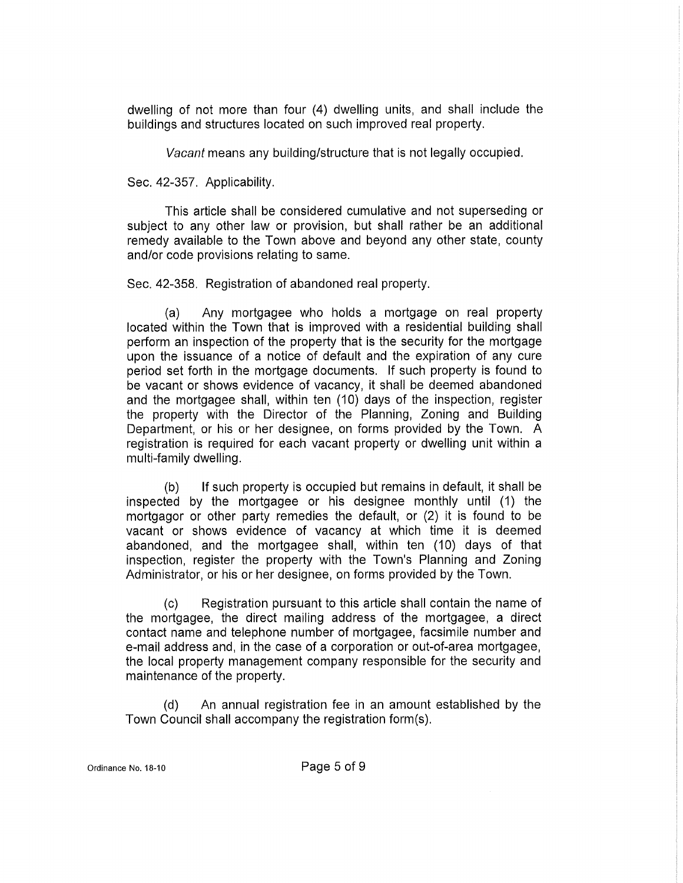dwelling of not more than four (4) dwelling units, and shall include the buildings and structures located on such improved real property.

*Vacant* means any building/structure that is not legally occupied.

Sec. 42-357. Applicability.

This article shall be considered cumulative and not superseding or subject to any other law or provision, but shall rather be an additional remedy available to the Town above and beyond any other state, county and/or code provisions relating to same.

Sec. 42-358. Registration of abandoned real property.

(a) Any mortgagee who holds a mortgage on real property located within the Town that is improved with a residential building shall perform an inspection of the property that is the security for the mortgage upon the issuance of a notice of default and the expiration of any cure period set forth in the mortgage documents. If such property is found to be vacant or shows evidence of vacancy, it shall be deemed abandoned and the mortgagee shall, within ten (10) days of the inspection, register the property with the Director of the Planning, Zoning and Building Department, or his or her designee, on forms provided by the Town. A registration is required for each vacant property or dwelling unit within a multi-family dwelling.

(b) If such property is occupied but remains in default, it shall be inspected by the mortgagee or his designee monthly until (1) the mortgagor or other party remedies the default, or (2) it is found to be vacant or shows evidence of vacancy at which time it is deemed abandoned, and the mortgagee shall, within ten (10) days of that inspection, register the property with the Town's Planning and Zoning Administrator, or his or her designee, on forms provided by the Town.

(c) Registration pursuant to this article shall contain the name of the mortgagee, the direct mailing address of the mortgagee, a direct contact name and telephone number of mortgagee, facsimile number and e-mail address and, in the case of a corporation or out-of-area mortgagee, the local property management company responsible for the security and maintenance of the property.

(d) An annual registration fee in an amount established by the Town Council shall accompany the registration form(s).

Ordinance No. 18-10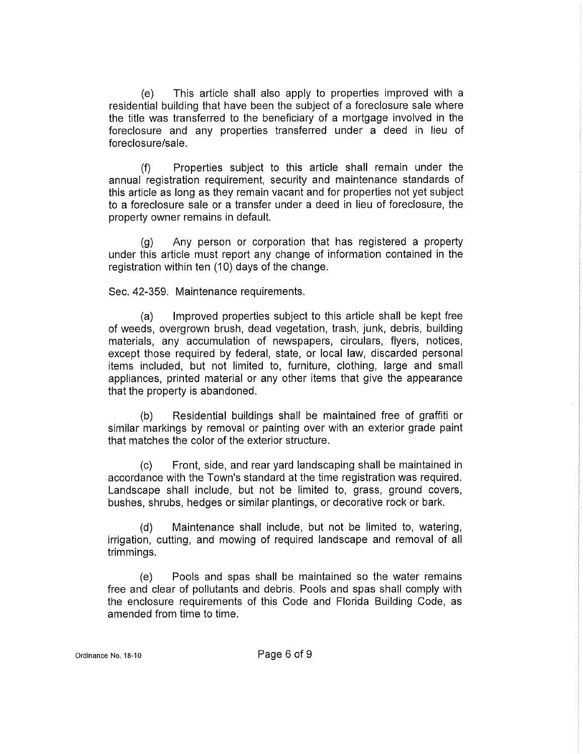(e) This article shall also apply to properties improved with a residential building that have been the subject of a foreclosure sale where the title was transferred to the beneficiary of a mortgage involved in the foreclosure and any properties transferred under a deed in lieu of foreclosure/sale.

(f) Properties subject to this article shall remain under the annual registration requirement, security and maintenance standards of this article as long as they remain vacant and for properties not yet subject to a foreclosure sale or a transfer under a deed in lieu of foreclosure, the property owner remains in default.

(g) Any person or corporation that has registered a property under this article must report any change of information contained in the registration within ten (10) days of the change.

Sec. 42-359. Maintenance requirements.

(a) Improved properties subject to this article shall be kept free of weeds, overgrown brush, dead vegetation, trash, junk, debris, building materials, any accumulation of newspapers, circulars, flyers, notices, except those required by federal, state, or local law, discarded personal items included, but not limited to, furniture, clothing, large and small appliances, printed material or any other items that give the appearance that the property is abandoned.

(b) Residential buildings shall be maintained free of graffiti or similar markings by removal or painting over with an exterior grade paint that matches the color of the exterior structure.

(c) Front, side, and rear yard landscaping shall be maintained in accordance with the Town's standard at the time registration was required. Landscape shall include, but not be limited to, grass, ground covers, bushes, shrubs, hedges or similar plantings, or decorative rock or bark.

(d) Maintenance shall include, but not be limited to, watering, irrigation, cutting, and mowing of required landscape and removal of all trimmings.

(e) Pools and spas shall be maintained so the water remains free and clear of pollutants and debris. Pools and spas shall comply with the enclosure requirements of this Code and Florida Building Code, as amended from time to time.

Ordinance No. 18-10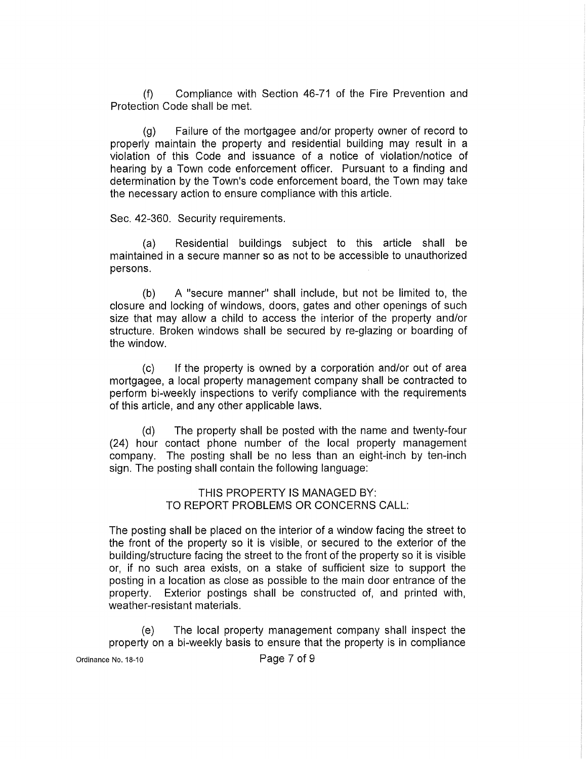(f) Compliance with Section 46-71 of the Fire Prevention and Protection Code shall be met.

(g) Failure of the mortgagee and/or property owner of record to properly maintain the property and residential building may result in a violation of this Code and issuance of a notice of violation/notice of hearing by a Town code enforcement officer. Pursuant to a finding and determination by the Town's code enforcement board, the Town may take the necessary action to ensure compliance with this article.

Sec. 42-360. Security requirements.

(a) Residential buildings subject to this article shall be maintained in a secure manner so as not to be accessible to unauthorized persons.

(b) A "secure manner" shall include, but not be limited to, the closure and locking of windows, doors, gates and other openings of such size that may allow a child to access the interior of the property and/or structure. Broken windows shall be secured by re-glazing or boarding of the window.

(c) If the property is owned by a corporation and/or out of area mortgagee, a local property management company shall be contracted to perform bi-weekly inspections to verify compliance with the requirements of this article, and any other applicable laws.

(d) The property shall be posted with the name and twenty-four (24) hour contact phone number of the local property management company. The posting shall be no less than an eight-inch by ten-inch sign. The posting shall contain the following language:

THIS PROPERTY IS MANAGED BY:
TO REPORT PROBLEMS OR CONCERNS CALL:

The posting shall be placed on the interior of a window facing the street to the front of the property so it is visible, or secured to the exterior of the building/structure facing the street to the front of the property so it is visible or, if no such area exists, on a stake of sufficient size to support the posting in a location as close as possible to the main door entrance of the property. Exterior postings shall be constructed of, and printed with, weather-resistant materials.

(e) The local property management company shall inspect the property on a bi-weekly basis to ensure that the property is in compliance

Ordinance No. 18-10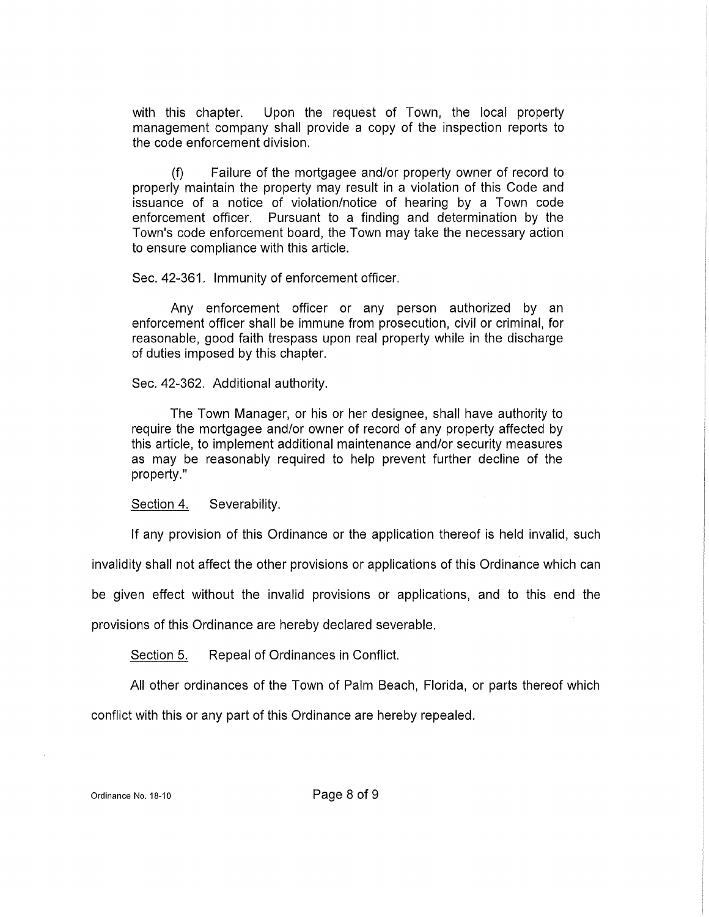with this chapter. Upon the request of Town, the local property management company shall provide a copy of the inspection reports to the code enforcement division.

(f) Failure of the mortgagee and/or property owner of record to properly maintain the property may result in a violation of this Code and issuance of a notice of violation/notice of hearing by a Town code enforcement officer. Pursuant to a finding and determination by the Town's code enforcement board, the Town may take the necessary action to ensure compliance with this article.

Sec. 42-361. Immunity of enforcement officer.

Any enforcement officer or any person authorized by an enforcement officer shall be immune from prosecution, civil or criminal, for reasonable, good faith trespass upon real property while in the discharge of duties imposed by this chapter.

Sec. 42-362. Additional authority.

The Town Manager, or his or her designee, shall have authority to require the mortgagee and/or owner of record of any property affected by this article, to implement additional maintenance and/or security measures as may be reasonably required to help prevent further decline of the property."

<u>Section 4.</u> Severability.

If any provision of this Ordinance or the application thereof is held invalid, such invalidity shall not affect the other provisions or applications of this Ordinance which can be given effect without the invalid provisions or applications, and to this end the provisions of this Ordinance are hereby declared severable.

<u>Section 5.</u> Repeal of Ordinances in Conflict.

All other ordinances of the Town of Palm Beach, Florida, or parts thereof which conflict with this or any part of this Ordinance are hereby repealed.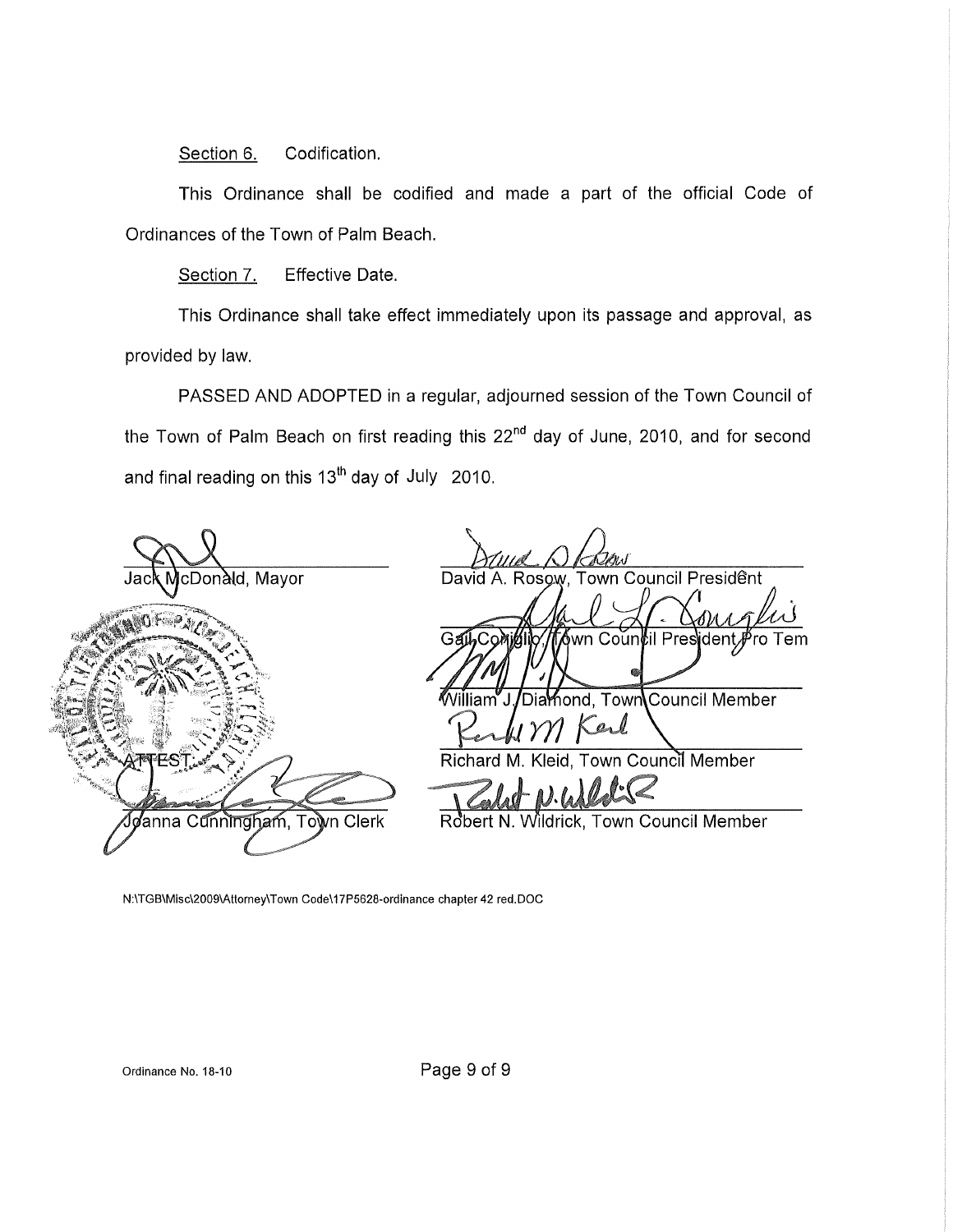Section 6. Codification.

This Ordinance shall be codified and made a part of the official Code of Ordinances of the Town of Palm Beach.

Section 7. Effective Date.

This Ordinance shall take effect immediately upon its passage and approval, as provided by law.

PASSED AND ADOPTED in a regular, adjourned session of the Town Council of the Town of Palm Beach on first reading this 22nd day of June, 2010, and for second and final reading on this 13th day of July 2010.

Jack McDonald, Mayor

ATTEST:

Joanna Cunningham, Town Clerk

David A. Rosow, Town Council President

Gail Coniglio, Town Council President Pro Tem

William J. Diamond, Town Council Member

Richard M. Kleid, Town Council Member

Robert N. Wildrick, Town Council Member

N:\TGB\Misc\2009\Attorney\Town Code\17P5628-ordinance chapter 42 red.DOC

Ordinance No. 18-10